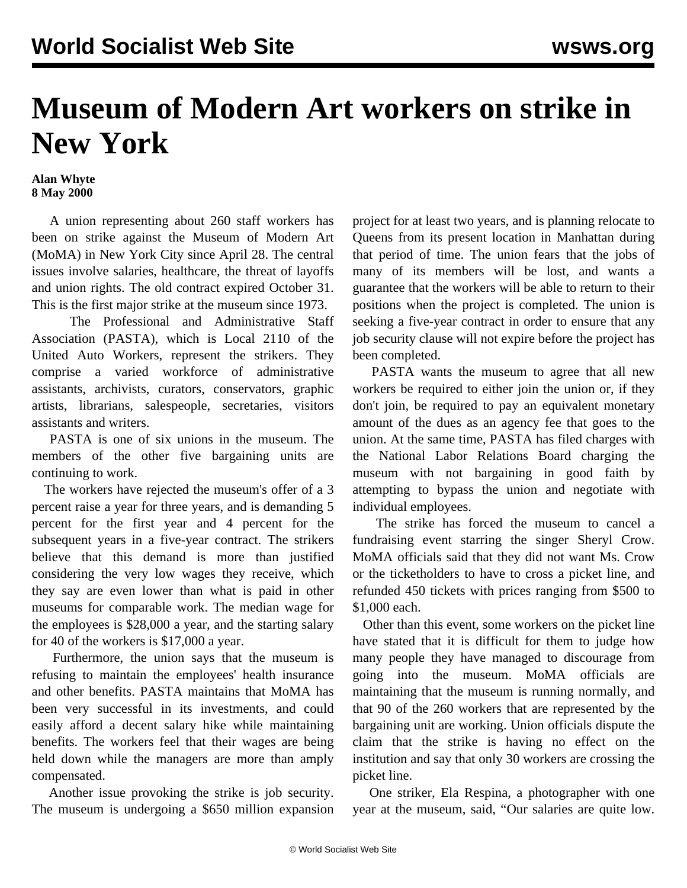# Museum of Modern Art workers on strike in New York

**Alan Whyte**
**8 May 2000**

A union representing about 260 staff workers has been on strike against the Museum of Modern Art (MoMA) in New York City since April 28. The central issues involve salaries, healthcare, the threat of layoffs and union rights. The old contract expired October 31. This is the first major strike at the museum since 1973.

The Professional and Administrative Staff Association (PASTA), which is Local 2110 of the United Auto Workers, represent the strikers. They comprise a varied workforce of administrative assistants, archivists, curators, conservators, graphic artists, librarians, salespeople, secretaries, visitors assistants and writers.

PASTA is one of six unions in the museum. The members of the other five bargaining units are continuing to work.

The workers have rejected the museum's offer of a 3 percent raise a year for three years, and is demanding 5 percent for the first year and 4 percent for the subsequent years in a five-year contract. The strikers believe that this demand is more than justified considering the very low wages they receive, which they say are even lower than what is paid in other museums for comparable work. The median wage for the employees is $28,000 a year, and the starting salary for 40 of the workers is $17,000 a year.

Furthermore, the union says that the museum is refusing to maintain the employees' health insurance and other benefits. PASTA maintains that MoMA has been very successful in its investments, and could easily afford a decent salary hike while maintaining benefits. The workers feel that their wages are being held down while the managers are more than amply compensated.

Another issue provoking the strike is job security. The museum is undergoing a $650 million expansion project for at least two years, and is planning relocate to Queens from its present location in Manhattan during that period of time. The union fears that the jobs of many of its members will be lost, and wants a guarantee that the workers will be able to return to their positions when the project is completed. The union is seeking a five-year contract in order to ensure that any job security clause will not expire before the project has been completed.

PASTA wants the museum to agree that all new workers be required to either join the union or, if they don't join, be required to pay an equivalent monetary amount of the dues as an agency fee that goes to the union. At the same time, PASTA has filed charges with the National Labor Relations Board charging the museum with not bargaining in good faith by attempting to bypass the union and negotiate with individual employees.

The strike has forced the museum to cancel a fundraising event starring the singer Sheryl Crow. MoMA officials said that they did not want Ms. Crow or the ticketholders to have to cross a picket line, and refunded 450 tickets with prices ranging from $500 to $1,000 each.

Other than this event, some workers on the picket line have stated that it is difficult for them to judge how many people they have managed to discourage from going into the museum. MoMA officials are maintaining that the museum is running normally, and that 90 of the 260 workers that are represented by the bargaining unit are working. Union officials dispute the claim that the strike is having no effect on the institution and say that only 30 workers are crossing the picket line.

One striker, Ela Respina, a photographer with one year at the museum, said, “Our salaries are quite low.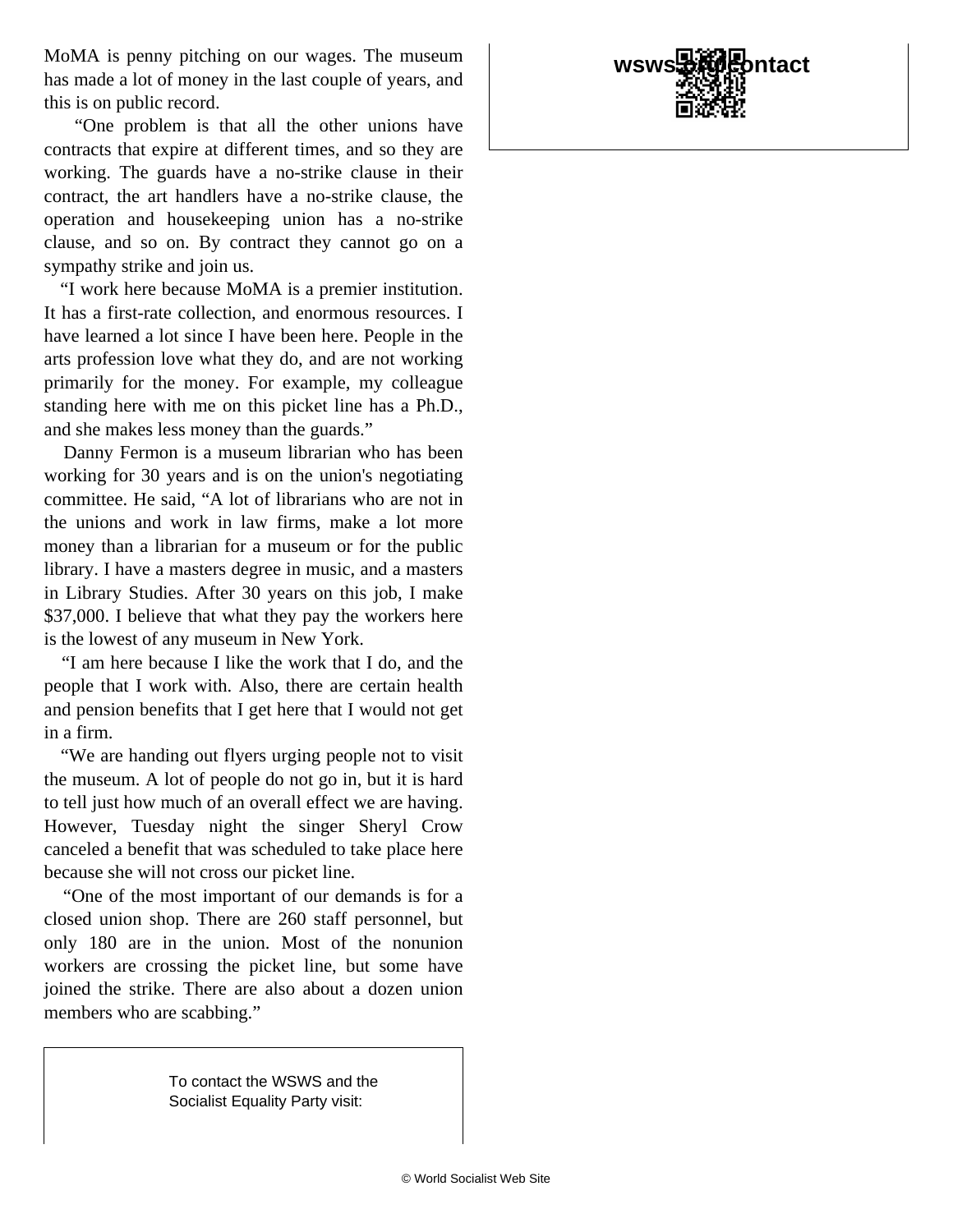MoMA is penny pitching on our wages. The museum has made a lot of money in the last couple of years, and this is on public record.

"One problem is that all the other unions have contracts that expire at different times, and so they are working. The guards have a no-strike clause in their contract, the art handlers have a no-strike clause, the operation and housekeeping union has a no-strike clause, and so on. By contract they cannot go on a sympathy strike and join us.

"I work here because MoMA is a premier institution. It has a first-rate collection, and enormous resources. I have learned a lot since I have been here. People in the arts profession love what they do, and are not working primarily for the money. For example, my colleague standing here with me on this picket line has a Ph.D., and she makes less money than the guards."

Danny Fermon is a museum librarian who has been working for 30 years and is on the union's negotiating committee. He said, "A lot of librarians who are not in the unions and work in law firms, make a lot more money than a librarian for a museum or for the public library. I have a masters degree in music, and a masters in Library Studies. After 30 years on this job, I make $37,000. I believe that what they pay the workers here is the lowest of any museum in New York.

"I am here because I like the work that I do, and the people that I work with. Also, there are certain health and pension benefits that I get here that I would not get in a firm.

"We are handing out flyers urging people not to visit the museum. A lot of people do not go in, but it is hard to tell just how much of an overall effect we are having. However, Tuesday night the singer Sheryl Crow canceled a benefit that was scheduled to take place here because she will not cross our picket line.

"One of the most important of our demands is for a closed union shop. There are 260 staff personnel, but only 180 are in the union. Most of the nonunion workers are crossing the picket line, but some have joined the strike. There are also about a dozen union members who are scabbing."

To contact the WSWS and the Socialist Equality Party visit:

**wsws.org/contact**